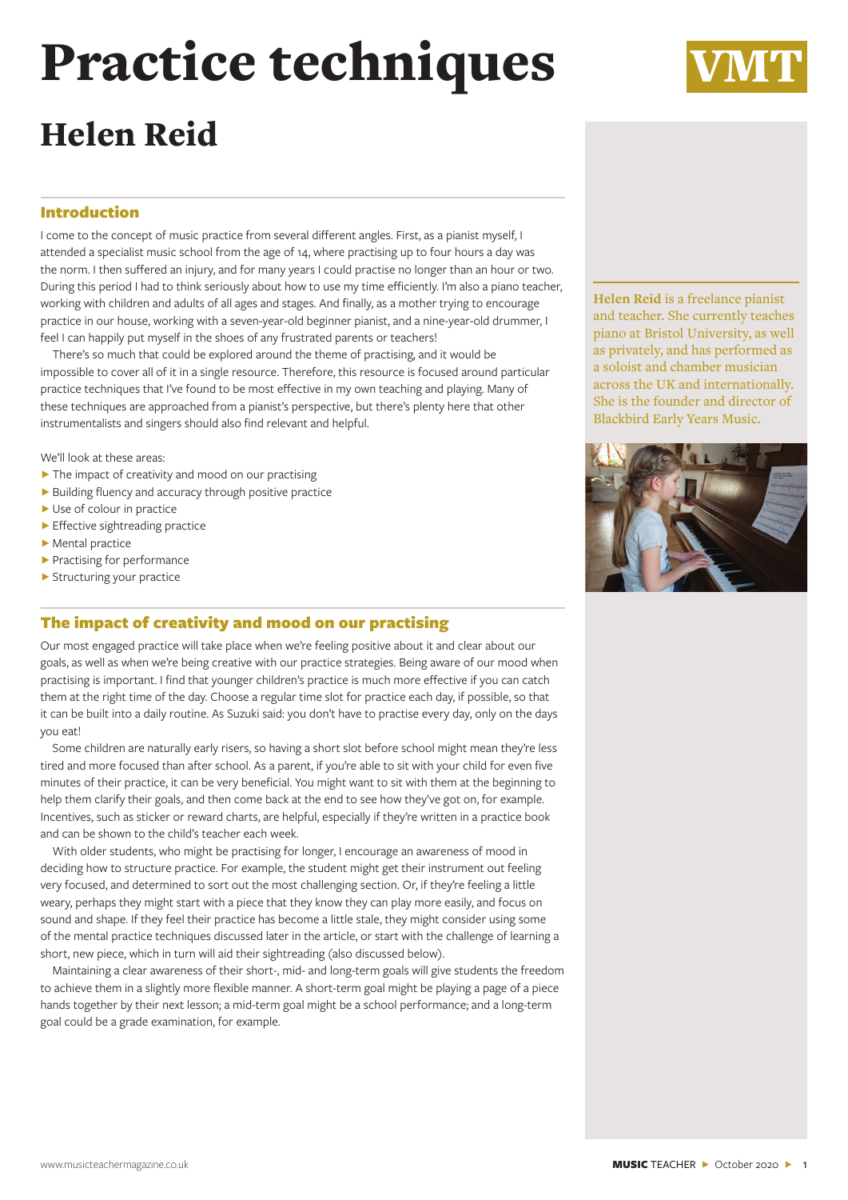# Practice techniques

VMT

## Helen Reid

### Introduction

I come to the concept of music practice from several different angles. First, as a pianist myself, I attended a specialist music school from the age of 14, where practising up to four hours a day was the norm. I then suffered an injury, and for many years I could practise no longer than an hour or two. During this period I had to think seriously about how to use my time efficiently. I'm also a piano teacher, working with children and adults of all ages and stages. And finally, as a mother trying to encourage practice in our house, working with a seven-year-old beginner pianist, and a nine-year-old drummer, I feel I can happily put myself in the shoes of any frustrated parents or teachers!

There's so much that could be explored around the theme of practising, and it would be impossible to cover all of it in a single resource. Therefore, this resource is focused around particular practice techniques that I've found to be most effective in my own teaching and playing. Many of these techniques are approached from a pianist's perspective, but there's plenty here that other instrumentalists and singers should also find relevant and helpful.

We'll look at these areas:

- The impact of creativity and mood on our practising
- Building fluency and accuracy through positive practice
- Use of colour in practice
- Effective sightreading practice
- Mental practice
- Practising for performance
- Structuring your practice

**Helen Reid** is a freelance pianist and teacher. She currently teaches piano at Bristol University, as well as privately, and has performed as a soloist and chamber musician across the UK and internationally. She is the founder and director of Blackbird Early Years Music.

### The impact of creativity and mood on our practising

Our most engaged practice will take place when we're feeling positive about it and clear about our goals, as well as when we're being creative with our practice strategies. Being aware of our mood when practising is important. I find that younger children's practice is much more effective if you can catch them at the right time of the day. Choose a regular time slot for practice each day, if possible, so that it can be built into a daily routine. As Suzuki said: you don't have to practise every day, only on the days you eat!

Some children are naturally early risers, so having a short slot before school might mean they're less tired and more focused than after school. As a parent, if you're able to sit with your child for even five minutes of their practice, it can be very beneficial. You might want to sit with them at the beginning to help them clarify their goals, and then come back at the end to see how they've got on, for example. Incentives, such as sticker or reward charts, are helpful, especially if they're written in a practice book and can be shown to the child's teacher each week.

With older students, who might be practising for longer, I encourage an awareness of mood in deciding how to structure practice. For example, the student might get their instrument out feeling very focused, and determined to sort out the most challenging section. Or, if they're feeling a little weary, perhaps they might start with a piece that they know they can play more easily, and focus on sound and shape. If they feel their practice has become a little stale, they might consider using some of the mental practice techniques discussed later in the article, or start with the challenge of learning a short, new piece, which in turn will aid their sightreading (also discussed below).

Maintaining a clear awareness of their short-, mid- and long-term goals will give students the freedom to achieve them in a slightly more flexible manner. A short-term goal might be playing a page of a piece hands together by their next lesson; a mid-term goal might be a school performance; and a long-term goal could be a grade examination, for example.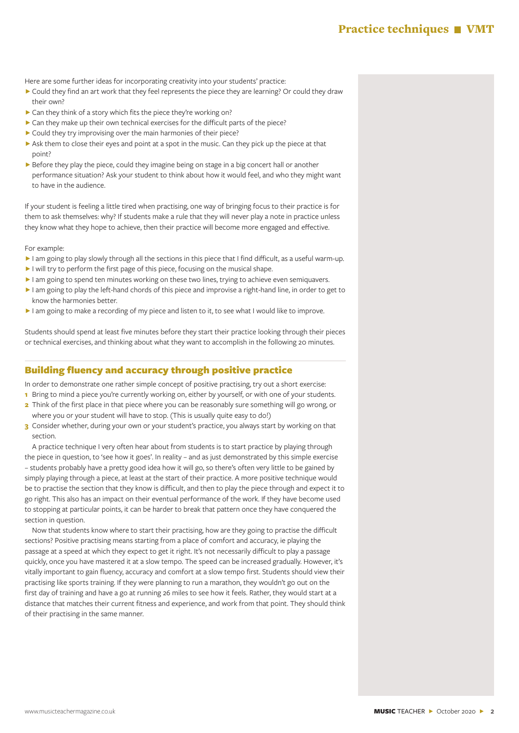Here are some further ideas for incorporating creativity into your students' practice:

- Could they find an art work that they feel represents the piece they are learning? Or could they draw their own?
- Can they think of a story which fits the piece they're working on?
- Can they make up their own technical exercises for the difficult parts of the piece?
- Could they try improvising over the main harmonies of their piece?
- Ask them to close their eyes and point at a spot in the music. Can they pick up the piece at that point?
- Before they play the piece, could they imagine being on stage in a big concert hall or another performance situation? Ask your student to think about how it would feel, and who they might want to have in the audience.

If your student is feeling a little tired when practising, one way of bringing focus to their practice is for them to ask themselves: why? If students make a rule that they will never play a note in practice unless they know what they hope to achieve, then their practice will become more engaged and effective.

For example:

- I am going to play slowly through all the sections in this piece that I find difficult, as a useful warm-up.
- I will try to perform the first page of this piece, focusing on the musical shape.
- I am going to spend ten minutes working on these two lines, trying to achieve even semiquavers.
- I am going to play the left-hand chords of this piece and improvise a right-hand line, in order to get to know the harmonies better.
- I am going to make a recording of my piece and listen to it, to see what I would like to improve.

Students should spend at least five minutes before they start their practice looking through their pieces or technical exercises, and thinking about what they want to accomplish in the following 20 minutes.

## Building fluency and accuracy through positive practice

In order to demonstrate one rather simple concept of positive practising, try out a short exercise:

1. Bring to mind a piece you're currently working on, either by yourself, or with one of your students.
2. Think of the first place in that piece where you can be reasonably sure something will go wrong, or where you or your student will have to stop. (This is usually quite easy to do!)
3. Consider whether, during your own or your student's practice, you always start by working on that section.

A practice technique I very often hear about from students is to start practice by playing through the piece in question, to 'see how it goes'. In reality – and as just demonstrated by this simple exercise – students probably have a pretty good idea how it will go, so there's often very little to be gained by simply playing through a piece, at least at the start of their practice. A more positive technique would be to practise the section that they know is difficult, and then to play the piece through and expect it to go right. This also has an impact on their eventual performance of the work. If they have become used to stopping at particular points, it can be harder to break that pattern once they have conquered the section in question.

Now that students know where to start their practising, how are they going to practise the difficult sections? Positive practising means starting from a place of comfort and accuracy, ie playing the passage at a speed at which they expect to get it right. It's not necessarily difficult to play a passage quickly, once you have mastered it at a slow tempo. The speed can be increased gradually. However, it's vitally important to gain fluency, accuracy and comfort at a slow tempo first. Students should view their practising like sports training. If they were planning to run a marathon, they wouldn't go out on the first day of training and have a go at running 26 miles to see how it feels. Rather, they would start at a distance that matches their current fitness and experience, and work from that point. They should think of their practising in the same manner.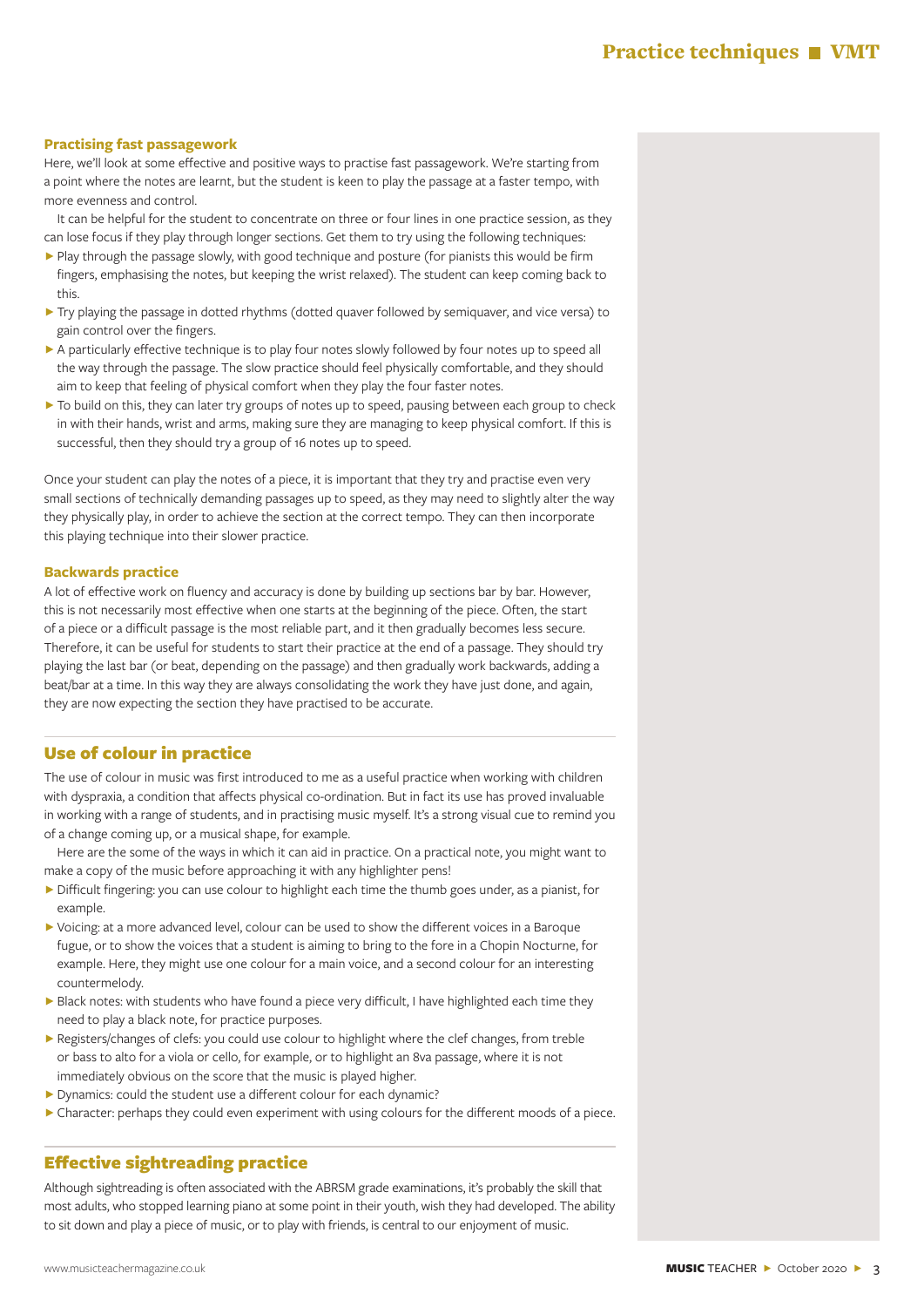### Practising fast passagework

Here, we'll look at some effective and positive ways to practise fast passagework. We're starting from a point where the notes are learnt, but the student is keen to play the passage at a faster tempo, with more evenness and control.

It can be helpful for the student to concentrate on three or four lines in one practice session, as they can lose focus if they play through longer sections. Get them to try using the following techniques:

- Play through the passage slowly, with good technique and posture (for pianists this would be firm fingers, emphasising the notes, but keeping the wrist relaxed). The student can keep coming back to this.
- Try playing the passage in dotted rhythms (dotted quaver followed by semiquaver, and vice versa) to gain control over the fingers.
- A particularly effective technique is to play four notes slowly followed by four notes up to speed all the way through the passage. The slow practice should feel physically comfortable, and they should aim to keep that feeling of physical comfort when they play the four faster notes.
- To build on this, they can later try groups of notes up to speed, pausing between each group to check in with their hands, wrist and arms, making sure they are managing to keep physical comfort. If this is successful, then they should try a group of 16 notes up to speed.

Once your student can play the notes of a piece, it is important that they try and practise even very small sections of technically demanding passages up to speed, as they may need to slightly alter the way they physically play, in order to achieve the section at the correct tempo. They can then incorporate this playing technique into their slower practice.

### Backwards practice

A lot of effective work on fluency and accuracy is done by building up sections bar by bar. However, this is not necessarily most effective when one starts at the beginning of the piece. Often, the start of a piece or a difficult passage is the most reliable part, and it then gradually becomes less secure. Therefore, it can be useful for students to start their practice at the end of a passage. They should try playing the last bar (or beat, depending on the passage) and then gradually work backwards, adding a beat/bar at a time. In this way they are always consolidating the work they have just done, and again, they are now expecting the section they have practised to be accurate.

## Use of colour in practice

The use of colour in music was first introduced to me as a useful practice when working with children with dyspraxia, a condition that affects physical co-ordination. But in fact its use has proved invaluable in working with a range of students, and in practising music myself. It's a strong visual cue to remind you of a change coming up, or a musical shape, for example.

Here are the some of the ways in which it can aid in practice. On a practical note, you might want to make a copy of the music before approaching it with any highlighter pens!

- Difficult fingering: you can use colour to highlight each time the thumb goes under, as a pianist, for example.
- Voicing: at a more advanced level, colour can be used to show the different voices in a Baroque fugue, or to show the voices that a student is aiming to bring to the fore in a Chopin Nocturne, for example. Here, they might use one colour for a main voice, and a second colour for an interesting countermelody.
- Black notes: with students who have found a piece very difficult, I have highlighted each time they need to play a black note, for practice purposes.
- Registers/changes of clefs: you could use colour to highlight where the clef changes, from treble or bass to alto for a viola or cello, for example, or to highlight an 8va passage, where it is not immediately obvious on the score that the music is played higher.
- Dynamics: could the student use a different colour for each dynamic?
- Character: perhaps they could even experiment with using colours for the different moods of a piece.

## Effective sightreading practice

Although sightreading is often associated with the ABRSM grade examinations, it's probably the skill that most adults, who stopped learning piano at some point in their youth, wish they had developed. The ability to sit down and play a piece of music, or to play with friends, is central to our enjoyment of music.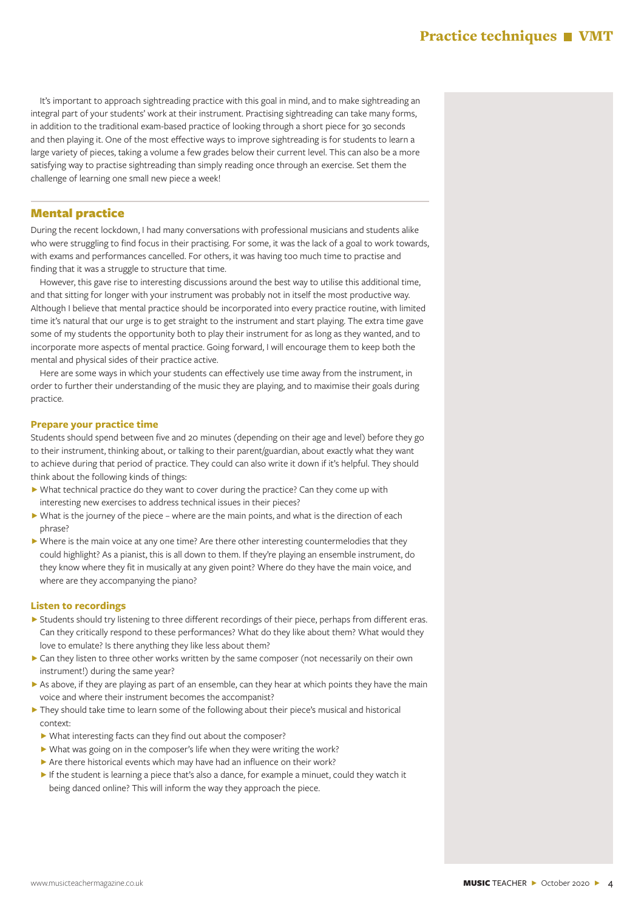It's important to approach sightreading practice with this goal in mind, and to make sightreading an integral part of your students' work at their instrument. Practising sightreading can take many forms, in addition to the traditional exam-based practice of looking through a short piece for 30 seconds and then playing it. One of the most effective ways to improve sightreading is for students to learn a large variety of pieces, taking a volume a few grades below their current level. This can also be a more satisfying way to practise sightreading than simply reading once through an exercise. Set them the challenge of learning one small new piece a week!

## Mental practice

During the recent lockdown, I had many conversations with professional musicians and students alike who were struggling to find focus in their practising. For some, it was the lack of a goal to work towards, with exams and performances cancelled. For others, it was having too much time to practise and finding that it was a struggle to structure that time.

However, this gave rise to interesting discussions around the best way to utilise this additional time, and that sitting for longer with your instrument was probably not in itself the most productive way. Although I believe that mental practice should be incorporated into every practice routine, with limited time it's natural that our urge is to get straight to the instrument and start playing. The extra time gave some of my students the opportunity both to play their instrument for as long as they wanted, and to incorporate more aspects of mental practice. Going forward, I will encourage them to keep both the mental and physical sides of their practice active.

Here are some ways in which your students can effectively use time away from the instrument, in order to further their understanding of the music they are playing, and to maximise their goals during practice.

### Prepare your practice time

Students should spend between five and 20 minutes (depending on their age and level) before they go to their instrument, thinking about, or talking to their parent/guardian, about exactly what they want to achieve during that period of practice. They could can also write it down if it's helpful. They should think about the following kinds of things:

- What technical practice do they want to cover during the practice? Can they come up with interesting new exercises to address technical issues in their pieces?
- What is the journey of the piece – where are the main points, and what is the direction of each phrase?
- Where is the main voice at any one time? Are there other interesting countermelodies that they could highlight? As a pianist, this is all down to them. If they're playing an ensemble instrument, do they know where they fit in musically at any given point? Where do they have the main voice, and where are they accompanying the piano?

### Listen to recordings

- Students should try listening to three different recordings of their piece, perhaps from different eras. Can they critically respond to these performances? What do they like about them? What would they love to emulate? Is there anything they like less about them?
- Can they listen to three other works written by the same composer (not necessarily on their own instrument!) during the same year?
- As above, if they are playing as part of an ensemble, can they hear at which points they have the main voice and where their instrument becomes the accompanist?
- They should take time to learn some of the following about their piece's musical and historical context:
  - What interesting facts can they find out about the composer?
  - What was going on in the composer's life when they were writing the work?
  - Are there historical events which may have had an influence on their work?
  - If the student is learning a piece that's also a dance, for example a minuet, could they watch it being danced online? This will inform the way they approach the piece.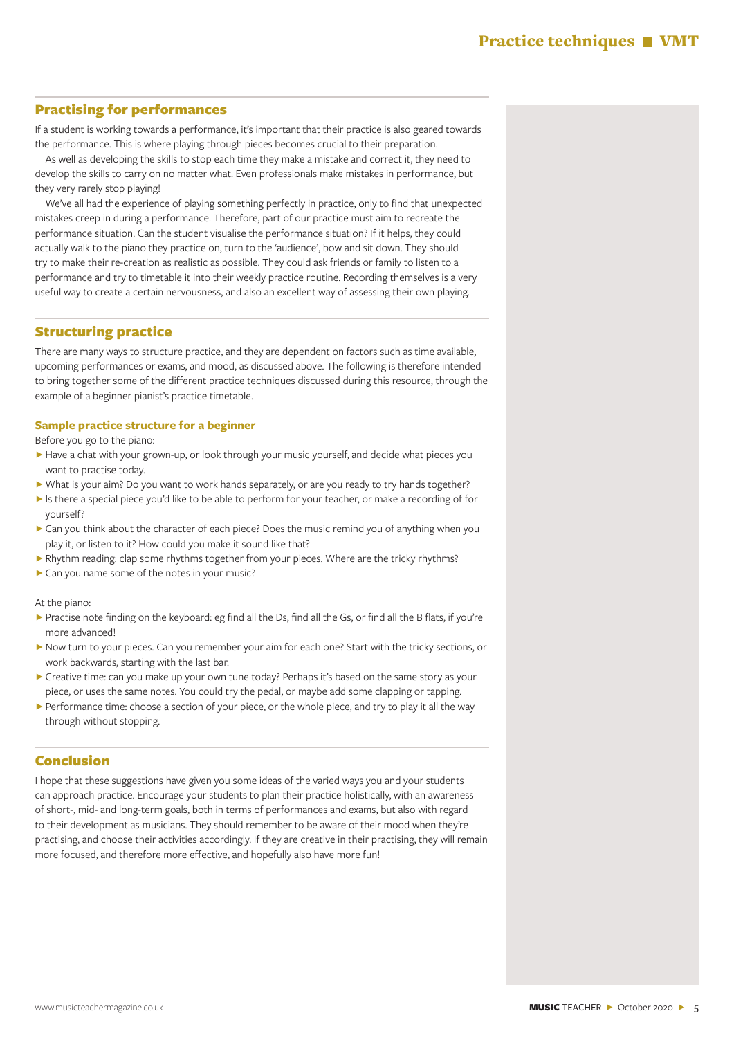## Practising for performances

If a student is working towards a performance, it's important that their practice is also geared towards the performance. This is where playing through pieces becomes crucial to their preparation.

As well as developing the skills to stop each time they make a mistake and correct it, they need to develop the skills to carry on no matter what. Even professionals make mistakes in performance, but they very rarely stop playing!

We've all had the experience of playing something perfectly in practice, only to find that unexpected mistakes creep in during a performance. Therefore, part of our practice must aim to recreate the performance situation. Can the student visualise the performance situation? If it helps, they could actually walk to the piano they practice on, turn to the 'audience', bow and sit down. They should try to make their re-creation as realistic as possible. They could ask friends or family to listen to a performance and try to timetable it into their weekly practice routine. Recording themselves is a very useful way to create a certain nervousness, and also an excellent way of assessing their own playing.

## Structuring practice

There are many ways to structure practice, and they are dependent on factors such as time available, upcoming performances or exams, and mood, as discussed above. The following is therefore intended to bring together some of the different practice techniques discussed during this resource, through the example of a beginner pianist's practice timetable.

### Sample practice structure for a beginner

Before you go to the piano:

- Have a chat with your grown-up, or look through your music yourself, and decide what pieces you want to practise today.
- What is your aim? Do you want to work hands separately, or are you ready to try hands together?
- Is there a special piece you'd like to be able to perform for your teacher, or make a recording of for yourself?
- Can you think about the character of each piece? Does the music remind you of anything when you play it, or listen to it? How could you make it sound like that?
- Rhythm reading: clap some rhythms together from your pieces. Where are the tricky rhythms?
- Can you name some of the notes in your music?

At the piano:

- Practise note finding on the keyboard: eg find all the Ds, find all the Gs, or find all the B flats, if you're more advanced!
- Now turn to your pieces. Can you remember your aim for each one? Start with the tricky sections, or work backwards, starting with the last bar.
- Creative time: can you make up your own tune today? Perhaps it's based on the same story as your piece, or uses the same notes. You could try the pedal, or maybe add some clapping or tapping.
- Performance time: choose a section of your piece, or the whole piece, and try to play it all the way through without stopping.

## Conclusion

I hope that these suggestions have given you some ideas of the varied ways you and your students can approach practice. Encourage your students to plan their practice holistically, with an awareness of short-, mid- and long-term goals, both in terms of performances and exams, but also with regard to their development as musicians. They should remember to be aware of their mood when they're practising, and choose their activities accordingly. If they are creative in their practising, they will remain more focused, and therefore more effective, and hopefully also have more fun!